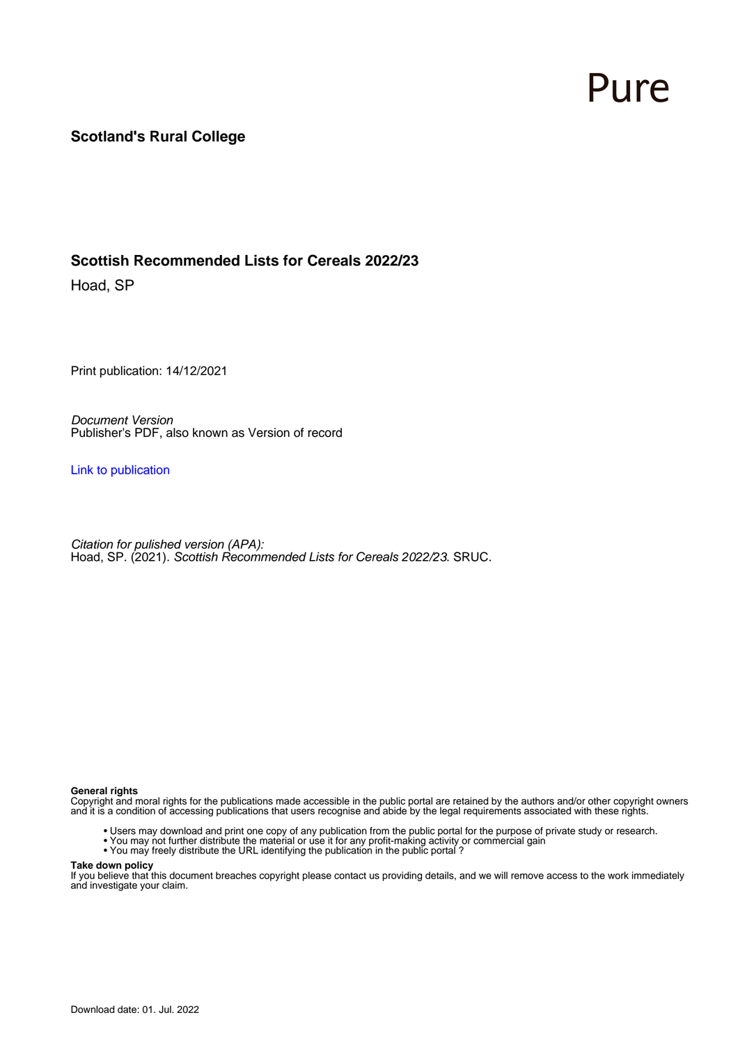Pure

**Scotland's Rural College**

# Scottish Recommended Lists for Cereals 2022/23

Hoad, SP

Print publication: 14/12/2021

*Document Version*
Publisher's PDF, also known as Version of record

Link to publication

*Citation for pulished version (APA):*
Hoad, SP. (2021). *Scottish Recommended Lists for Cereals 2022/23*. SRUC.

**General rights**
Copyright and moral rights for the publications made accessible in the public portal are retained by the authors and/or other copyright owners and it is a condition of accessing publications that users recognise and abide by the legal requirements associated with these rights.

- Users may download and print one copy of any publication from the public portal for the purpose of private study or research.
- You may not further distribute the material or use it for any profit-making activity or commercial gain
- You may freely distribute the URL identifying the publication in the public portal ?

**Take down policy**
If you believe that this document breaches copyright please contact us providing details, and we will remove access to the work immediately and investigate your claim.

Download date: 01. Jul. 2022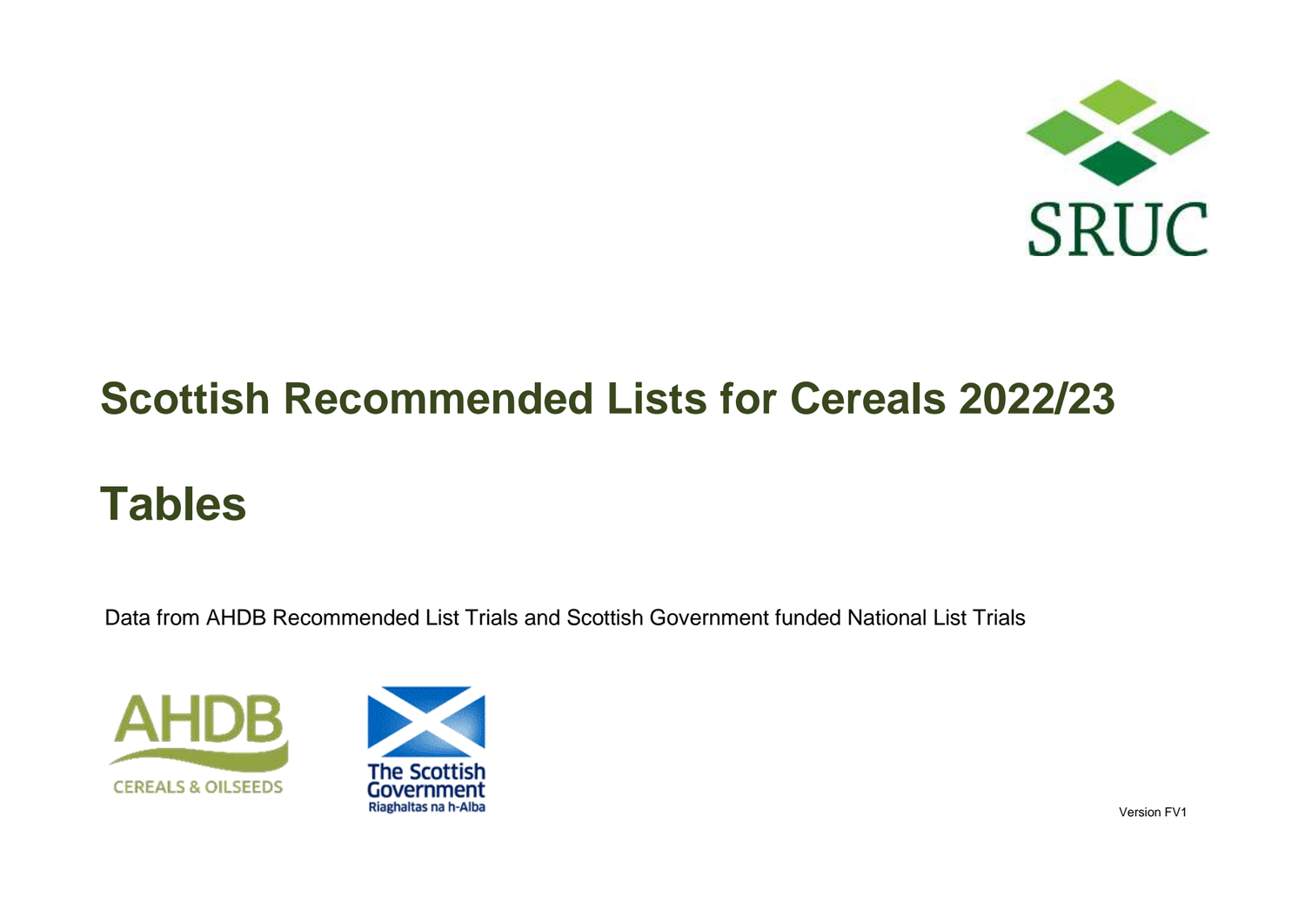# Scottish Recommended Lists for Cereals 2022/23

# Tables

Data from AHDB Recommended List Trials and Scottish Government funded National List Trials

Version FV1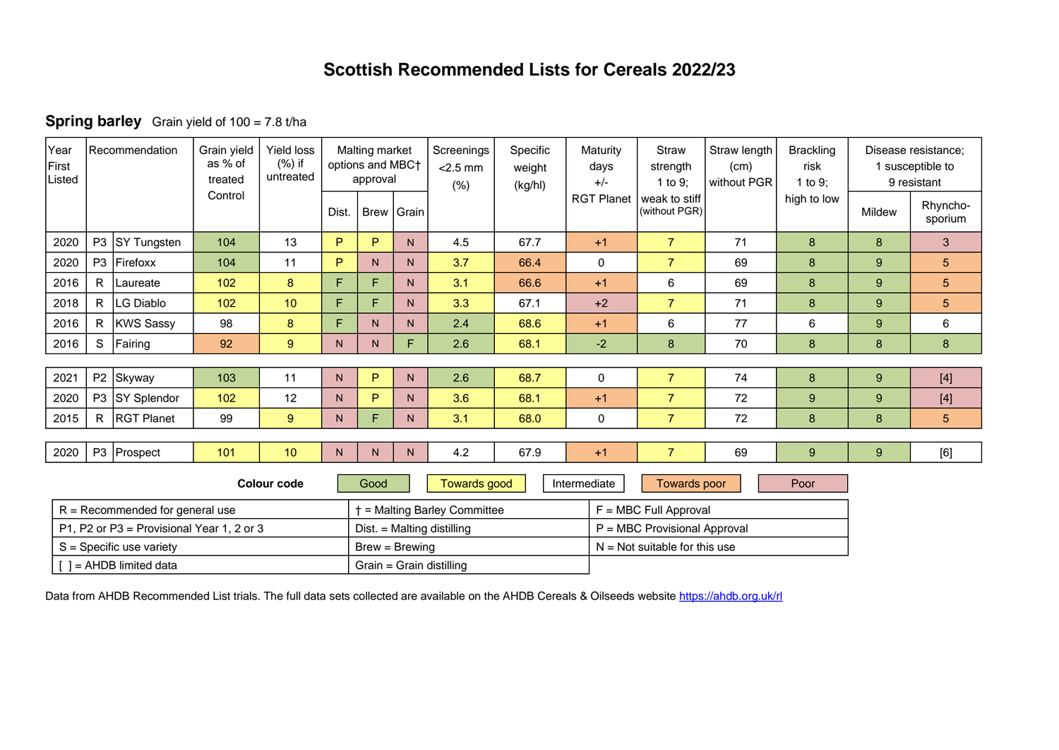# Scottish Recommended Lists for Cereals 2022/23

## Spring barley Grain yield of 100 = 7.8 t/ha

| Year First Listed | Recommendation | | Grain yield as % of treated Control | Yield loss (%) if untreated | Malting market options and MBC† approval | | | Screenings <2.5 mm (%) | Specific weight (kg/hl) | Maturity days +/- RGT Planet | Straw strength 1 to 9; weak to stiff (without PGR) | Straw length (cm) without PGR | Brackling risk 1 to 9; high to low | Disease resistance; 1 susceptible to 9 resistant | |
|---|---|---|---|---|---|---|---|---|---|---|---|---|---|---|---|
| | | | | | Dist. | Brew | Grain | | | | | | | Mildew | Rhyncho-sporium |
| 2020 | P3 | SY Tungsten | 104 | 13 | P | P | N | 4.5 | 67.7 | +1 | 7 | 71 | 8 | 8 | 3 |
| 2020 | P3 | Firefoxx | 104 | 11 | P | N | N | 3.7 | 66.4 | 0 | 7 | 69 | 8 | 9 | 5 |
| 2016 | R | Laureate | 102 | 8 | F | F | N | 3.1 | 66.6 | +1 | 6 | 69 | 8 | 9 | 5 |
| 2018 | R | LG Diablo | 102 | 10 | F | F | N | 3.3 | 67.1 | +2 | 7 | 71 | 8 | 9 | 5 |
| 2016 | R | KWS Sassy | 98 | 8 | F | N | N | 2.4 | 68.6 | +1 | 6 | 77 | 6 | 9 | 6 |
| 2016 | S | Fairing | 92 | 9 | N | N | F | 2.6 | 68.1 | -2 | 8 | 70 | 8 | 8 | 8 |
| 2021 | P2 | Skyway | 103 | 11 | N | P | N | 2.6 | 68.7 | 0 | 7 | 74 | 8 | 9 | [4] |
| 2020 | P3 | SY Splendor | 102 | 12 | N | P | N | 3.6 | 68.1 | +1 | 7 | 72 | 9 | 9 | [4] |
| 2015 | R | RGT Planet | 99 | 9 | N | F | N | 3.1 | 68.0 | 0 | 7 | 72 | 8 | 8 | 5 |
| 2020 | P3 | Prospect | 101 | 10 | N | N | N | 4.2 | 67.9 | +1 | 7 | 69 | 9 | 9 | [6] |

**Colour code** Good | Towards good | Intermediate | Towards poor | Poor

| | | |
|---|---|---|
| R = Recommended for general use | † = Malting Barley Committee | F = MBC Full Approval |
| P1, P2 or P3 = Provisional Year 1, 2 or 3 | Dist. = Malting distilling | P = MBC Provisional Approval |
| S = Specific use variety | Brew = Brewing | N = Not suitable for this use |
| [ ] = AHDB limited data | Grain = Grain distilling | |

Data from AHDB Recommended List trials. The full data sets collected are available on the AHDB Cereals & Oilseeds website https://ahdb.org.uk/rl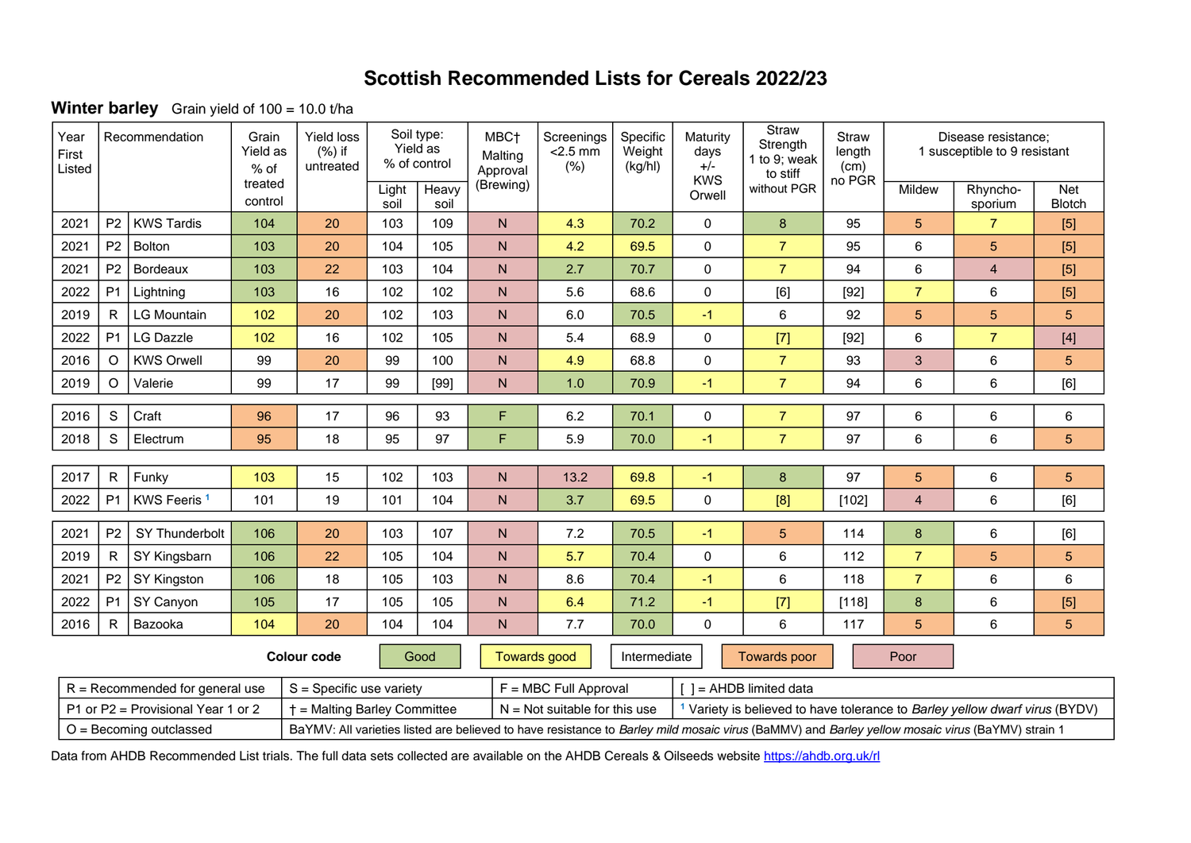# Scottish Recommended Lists for Cereals 2022/23

## Winter barley

Grain yield of 100 = 10.0 t/ha

| Year First Listed | Recommendation | | Grain Yield as % of treated control | Yield loss (%) if untreated | Soil type: Yield as % of control | | MBC† Malting Approval (Brewing) | Screenings <2.5 mm (%) | Specific Weight (kg/hl) | Maturity days +/- KWS Orwell | Straw Strength 1 to 9; weak to stiff without PGR | Straw length (cm) no PGR | Disease resistance; 1 susceptible to 9 resistant | | |
|---|---|---|---|---|---|---|---|---|---|---|---|---|---|---|---|
| | | | | | Light soil | Heavy soil | | | | | | | Mildew | Rhyncho-sporium | Net Blotch |
| 2021 | P2 | KWS Tardis | 104 | 20 | 103 | 109 | N | 4.3 | 70.2 | 0 | 8 | 95 | 5 | 7 | [5] |
| 2021 | P2 | Bolton | 103 | 20 | 104 | 105 | N | 4.2 | 69.5 | 0 | 7 | 95 | 6 | 5 | [5] |
| 2021 | P2 | Bordeaux | 103 | 22 | 103 | 104 | N | 2.7 | 70.7 | 0 | 7 | 94 | 6 | 4 | [5] |
| 2022 | P1 | Lightning | 103 | 16 | 102 | 102 | N | 5.6 | 68.6 | 0 | [6] | [92] | 7 | 6 | [5] |
| 2019 | R | LG Mountain | 102 | 20 | 102 | 103 | N | 6.0 | 70.5 | -1 | 6 | 92 | 5 | 5 | 5 |
| 2022 | P1 | LG Dazzle | 102 | 16 | 102 | 105 | N | 5.4 | 68.9 | 0 | [7] | [92] | 6 | 7 | [4] |
| 2016 | O | KWS Orwell | 99 | 20 | 99 | 100 | N | 4.9 | 68.8 | 0 | 7 | 93 | 3 | 6 | 5 |
| 2019 | O | Valerie | 99 | 17 | 99 | [99] | N | 1.0 | 70.9 | -1 | 7 | 94 | 6 | 6 | [6] |
| 2016 | S | Craft | 96 | 17 | 96 | 93 | F | 6.2 | 70.1 | 0 | 7 | 97 | 6 | 6 | 6 |
| 2018 | S | Electrum | 95 | 18 | 95 | 97 | F | 5.9 | 70.0 | -1 | 7 | 97 | 6 | 6 | 5 |
| 2017 | R | Funky | 103 | 15 | 102 | 103 | N | 13.2 | 69.8 | -1 | 8 | 97 | 5 | 6 | 5 |
| 2022 | P1 | KWS Feeris [1] | 101 | 19 | 101 | 104 | N | 3.7 | 69.5 | 0 | [8] | [102] | 4 | 6 | [6] |
| 2021 | P2 | SY Thunderbolt | 106 | 20 | 103 | 107 | N | 7.2 | 70.5 | -1 | 5 | 114 | 8 | 6 | [6] |
| 2019 | R | SY Kingsbarn | 106 | 22 | 105 | 104 | N | 5.7 | 70.4 | 0 | 6 | 112 | 7 | 5 | 5 |
| 2021 | P2 | SY Kingston | 106 | 18 | 105 | 103 | N | 8.6 | 70.4 | -1 | 6 | 118 | 7 | 6 | 6 |
| 2022 | P1 | SY Canyon | 105 | 17 | 105 | 105 | N | 6.4 | 71.2 | -1 | [7] | [118] | 8 | 6 | [5] |
| 2016 | R | Bazooka | 104 | 20 | 104 | 104 | N | 7.7 | 70.0 | 0 | 6 | 117 | 5 | 6 | 5 |

**Colour code:** Good | Towards good | Intermediate | Towards poor | Poor

| | | | |
|---|---|---|---|
| R = Recommended for general use | S = Specific use variety | F = MBC Full Approval | [ ] = AHDB limited data |
| P1 or P2 = Provisional Year 1 or 2 | † = Malting Barley Committee | N = Not suitable for this use | [1] Variety is believed to have tolerance to *Barley yellow dwarf virus* (BYDV) |
| O = Becoming outclassed | BaYMV: All varieties listed are believed to have resistance to *Barley mild mosaic virus* (BaMMV) and *Barley yellow mosaic virus* (BaYMV) strain 1 | | |

Data from AHDB Recommended List trials. The full data sets collected are available on the AHDB Cereals & Oilseeds website https://ahdb.org.uk/rl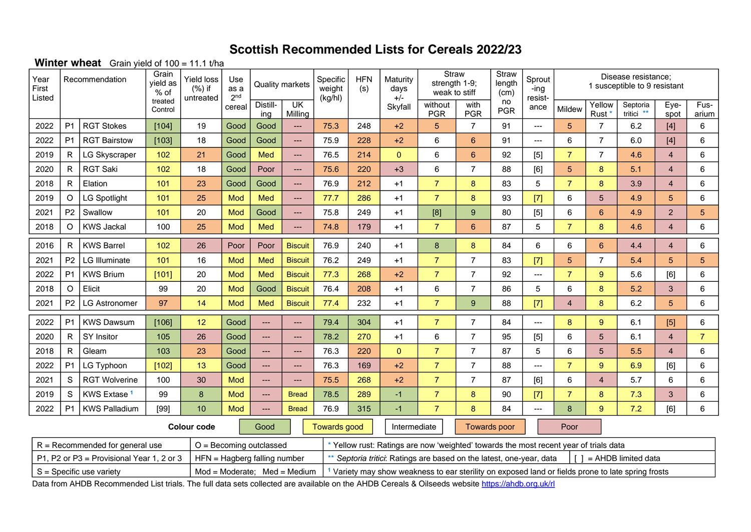# Scottish Recommended Lists for Cereals 2022/23

**Winter wheat** Grain yield of 100 = 11.1 t/ha

| Year First Listed | Recommendation | | Grain yield as % of treated Control | Yield loss (%) if untreated | Use as a 2nd cereal | Quality markets | | Specific weight (kg/hl) | HFN (s) | Maturity days +/- Skyfall | Straw strength 1-9; weak to stiff | | Straw length (cm) no PGR | Sprouting resistance | Disease resistance; 1 susceptible to 9 resistant | | | | |
|---|---|---|---|---|---|---|---|---|---|---|---|---|---|---|---|---|---|---|---|
| | | | | | | Distilling | UK Milling | | | | without PGR | with PGR | | | Mildew | Yellow Rust * | Septoria tritici ** | Eyespot | Fusarium |
| 2022 | P1 | RGT Stokes | [104] | 19 | Good | Good | --- | 75.3 | 248 | +2 | 5 | 7 | 91 | --- | 5 | 7 | 6.2 | [4] | 6 |
| 2022 | P1 | RGT Bairstow | [103] | 18 | Good | Good | --- | 75.9 | 228 | +2 | 6 | 6 | 91 | --- | 6 | 7 | 6.0 | [4] | 6 |
| 2019 | R | LG Skyscraper | 102 | 21 | Good | Med | --- | 76.5 | 214 | 0 | 6 | 6 | 92 | [5] | 7 | 7 | 4.6 | 4 | 6 |
| 2020 | R | RGT Saki | 102 | 18 | Good | Poor | --- | 75.6 | 220 | +3 | 6 | 7 | 88 | [6] | 5 | 8 | 5.1 | 4 | 6 |
| 2018 | R | Elation | 101 | 23 | Good | Good | --- | 76.9 | 212 | +1 | 7 | 8 | 83 | 5 | 7 | 8 | 3.9 | 4 | 6 |
| 2019 | O | LG Spotlight | 101 | 25 | Mod | Med | --- | 77.7 | 286 | +1 | 7 | 8 | 93 | [7] | 6 | 5 | 4.9 | 5 | 6 |
| 2021 | P2 | Swallow | 101 | 20 | Mod | Good | --- | 75.8 | 249 | +1 | [8] | 9 | 80 | [5] | 6 | 6 | 4.9 | 2 | 5 |
| 2018 | O | KWS Jackal | 100 | 25 | Mod | Med | --- | 74.8 | 179 | +1 | 7 | 6 | 87 | 5 | 7 | 8 | 4.6 | 4 | 6 |
| 2016 | R | KWS Barrel | 102 | 26 | Poor | Poor | Biscuit | 76.9 | 240 | +1 | 8 | 8 | 84 | 6 | 6 | 6 | 4.4 | 4 | 6 |
| 2021 | P2 | LG Illuminate | 101 | 16 | Mod | Med | Biscuit | 76.2 | 249 | +1 | 7 | 7 | 83 | [7] | 5 | 7 | 5.4 | 5 | 5 |
| 2022 | P1 | KWS Brium | [101] | 20 | Mod | Med | Biscuit | 77.3 | 268 | +2 | 7 | 7 | 92 | --- | 7 | 9 | 5.6 | [6] | 6 |
| 2018 | O | Elicit | 99 | 20 | Mod | Good | Biscuit | 76.4 | 208 | +1 | 6 | 7 | 86 | 5 | 6 | 8 | 5.2 | 3 | 6 |
| 2021 | P2 | LG Astronomer | 97 | 14 | Mod | Med | Biscuit | 77.4 | 232 | +1 | 7 | 9 | 88 | [7] | 4 | 8 | 6.2 | 5 | 6 |
| 2022 | P1 | KWS Dawsum | [106] | 12 | Good | --- | --- | 79.4 | 304 | +1 | 7 | 7 | 84 | --- | 8 | 9 | 6.1 | [5] | 6 |
| 2020 | R | SY Insitor | 105 | 26 | Good | --- | --- | 78.2 | 270 | +1 | 6 | 7 | 95 | [5] | 6 | 5 | 6.1 | 4 | 7 |
| 2018 | R | Gleam | 103 | 23 | Good | --- | --- | 76.3 | 220 | 0 | 7 | 7 | 87 | 5 | 6 | 5 | 5.5 | 4 | 6 |
| 2022 | P1 | LG Typhoon | [102] | 13 | Good | --- | --- | 76.3 | 169 | +2 | 7 | 7 | 88 | --- | 7 | 9 | 6.9 | [6] | 6 |
| 2021 | S | RGT Wolverine | 100 | 30 | Mod | --- | --- | 75.5 | 268 | +2 | 7 | 7 | 87 | [6] | 6 | 4 | 5.7 | 6 | 6 |
| 2019 | S | KWS Extase [1] | 99 | 8 | Mod | --- | Bread | 78.5 | 289 | -1 | 7 | 8 | 90 | [7] | 7 | 8 | 7.3 | 3 | 6 |
| 2022 | P1 | KWS Palladium | [99] | 10 | Mod | --- | Bread | 76.9 | 315 | -1 | 7 | 8 | 84 | --- | 8 | 9 | 7.2 | [6] | 6 |

**Colour code**: Good | Towards good | Intermediate | Towards poor | Poor

| | | |
|---|---|---|
| R = Recommended for general use | O = Becoming outclassed | * Yellow rust: Ratings are now 'weighted' towards the most recent year of trials data |
| P1, P2 or P3 = Provisional Year 1, 2 or 3 | HFN = Hagberg falling number | ** *Septoria tritici*: Ratings are based on the latest, one-year, data; [ ] = AHDB limited data |
| S = Specific use variety | Mod = Moderate; Med = Medium | [1] Variety may show weakness to ear sterility on exposed land or fields prone to late spring frosts |

Data from AHDB Recommended List trials. The full data sets collected are available on the AHDB Cereals & Oilseeds website https://ahdb.org.uk/rl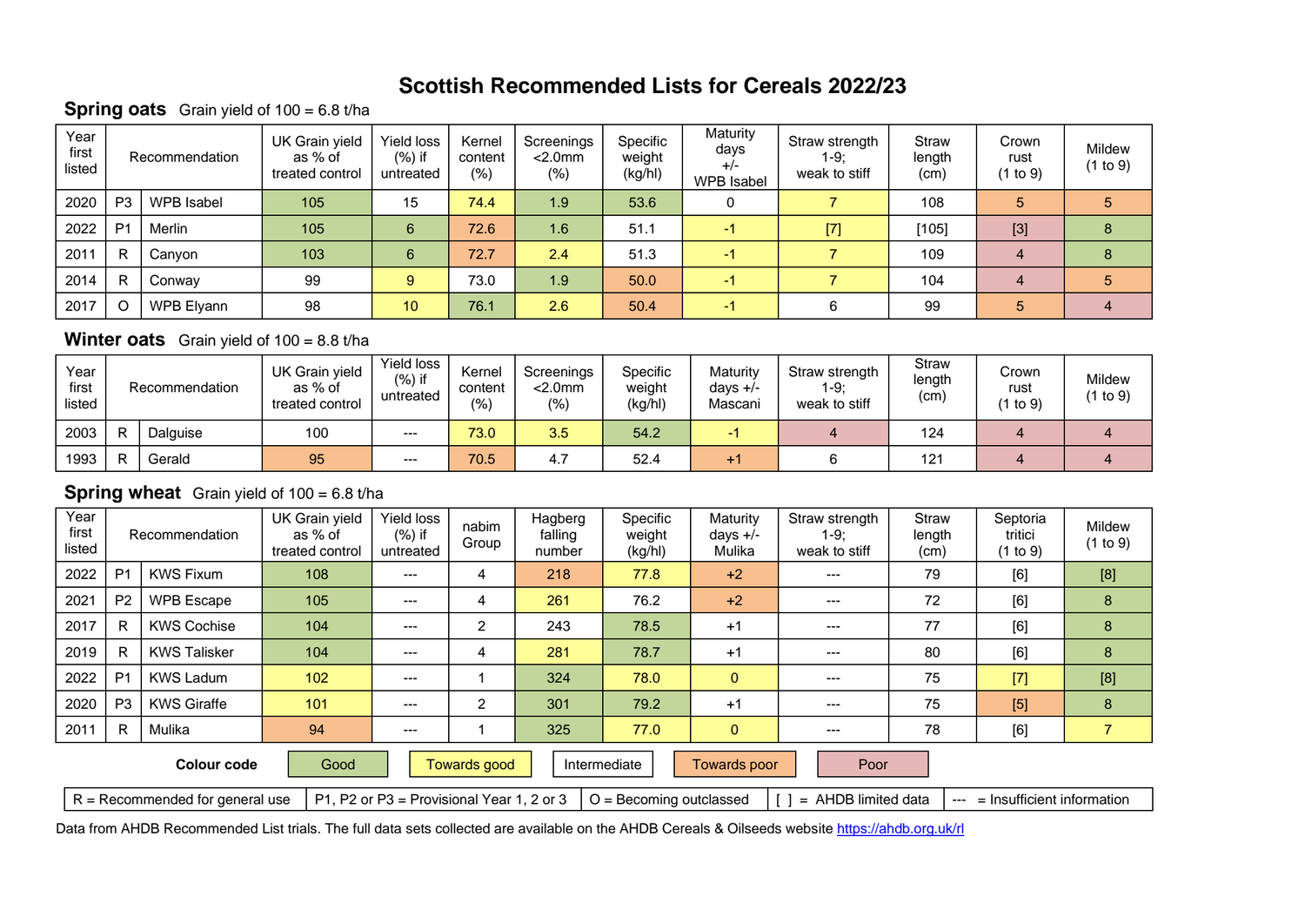# Scottish Recommended Lists for Cereals 2022/23

## Spring oats Grain yield of 100 = 6.8 t/ha

| Year first listed | Recommendation | | UK Grain yield as % of treated control | Yield loss (%) if untreated | Kernel content (%) | Screenings <2.0mm (%) | Specific weight (kg/hl) | Maturity days +/- WPB Isabel | Straw strength 1-9; weak to stiff | Straw length (cm) | Crown rust (1 to 9) | Mildew (1 to 9) |
|---|---|---|---|---|---|---|---|---|---|---|---|---|
| 2020 | P3 | WPB Isabel | 105 | 15 | 74.4 | 1.9 | 53.6 | 0 | 7 | 108 | 5 | 5 |
| 2022 | P1 | Merlin | 105 | 6 | 72.6 | 1.6 | 51.1 | -1 | [7] | [105] | [3] | 8 |
| 2011 | R | Canyon | 103 | 6 | 72.7 | 2.4 | 51.3 | -1 | 7 | 109 | 4 | 8 |
| 2014 | R | Conway | 99 | 9 | 73.0 | 1.9 | 50.0 | -1 | 7 | 104 | 4 | 5 |
| 2017 | O | WPB Elyann | 98 | 10 | 76.1 | 2.6 | 50.4 | -1 | 6 | 99 | 5 | 4 |

## Winter oats Grain yield of 100 = 8.8 t/ha

| Year first listed | Recommendation | | UK Grain yield as % of treated control | Yield loss (%) if untreated | Kernel content (%) | Screenings <2.0mm (%) | Specific weight (kg/hl) | Maturity days +/- Mascani | Straw strength 1-9; weak to stiff | Straw length (cm) | Crown rust (1 to 9) | Mildew (1 to 9) |
|---|---|---|---|---|---|---|---|---|---|---|---|---|
| 2003 | R | Dalguise | 100 | --- | 73.0 | 3.5 | 54.2 | -1 | 4 | 124 | 4 | 4 |
| 1993 | R | Gerald | 95 | --- | 70.5 | 4.7 | 52.4 | +1 | 6 | 121 | 4 | 4 |

## Spring wheat Grain yield of 100 = 6.8 t/ha

| Year first listed | Recommendation | | UK Grain yield as % of treated control | Yield loss (%) if untreated | nabim Group | Hagberg falling number | Specific weight (kg/hl) | Maturity days +/- Mulika | Straw strength 1-9; weak to stiff | Straw length (cm) | Septoria tritici (1 to 9) | Mildew (1 to 9) |
|---|---|---|---|---|---|---|---|---|---|---|---|---|
| 2022 | P1 | KWS Fixum | 108 | --- | 4 | 218 | 77.8 | +2 | --- | 79 | [6] | [8] |
| 2021 | P2 | WPB Escape | 105 | --- | 4 | 261 | 76.2 | +2 | --- | 72 | [6] | 8 |
| 2017 | R | KWS Cochise | 104 | --- | 2 | 243 | 78.5 | +1 | --- | 77 | [6] | 8 |
| 2019 | R | KWS Talisker | 104 | --- | 4 | 281 | 78.7 | +1 | --- | 80 | [6] | 8 |
| 2022 | P1 | KWS Ladum | 102 | --- | 1 | 324 | 78.0 | 0 | --- | 75 | [7] | [8] |
| 2020 | P3 | KWS Giraffe | 101 | --- | 2 | 301 | 79.2 | +1 | --- | 75 | [5] | 8 |
| 2011 | R | Mulika | 94 | --- | 1 | 325 | 77.0 | 0 | --- | 78 | [6] | 7 |

**Colour code** Good | Towards good | Intermediate | Towards poor | Poor

R = Recommended for general use | P1, P2 or P3 = Provisional Year 1, 2 or 3 | O = Becoming outclassed | [ ] = AHDB limited data | --- = Insufficient information

Data from AHDB Recommended List trials. The full data sets collected are available on the AHDB Cereals & Oilseeds website https://ahdb.org.uk/rl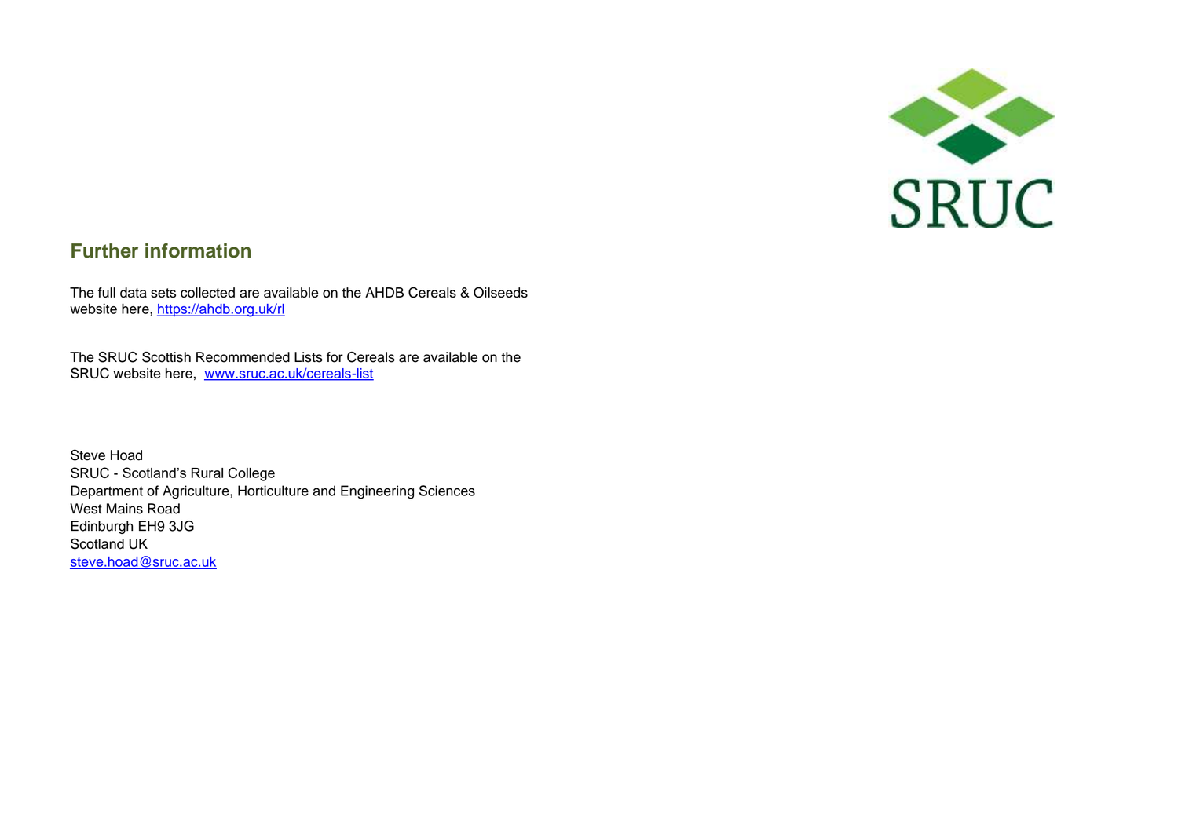## Further information

The full data sets collected are available on the AHDB Cereals & Oilseeds website here, https://ahdb.org.uk/rl

The SRUC Scottish Recommended Lists for Cereals are available on the SRUC website here, www.sruc.ac.uk/cereals-list

Steve Hoad
SRUC - Scotland's Rural College
Department of Agriculture, Horticulture and Engineering Sciences
West Mains Road
Edinburgh EH9 3JG
Scotland UK
steve.hoad@sruc.ac.uk